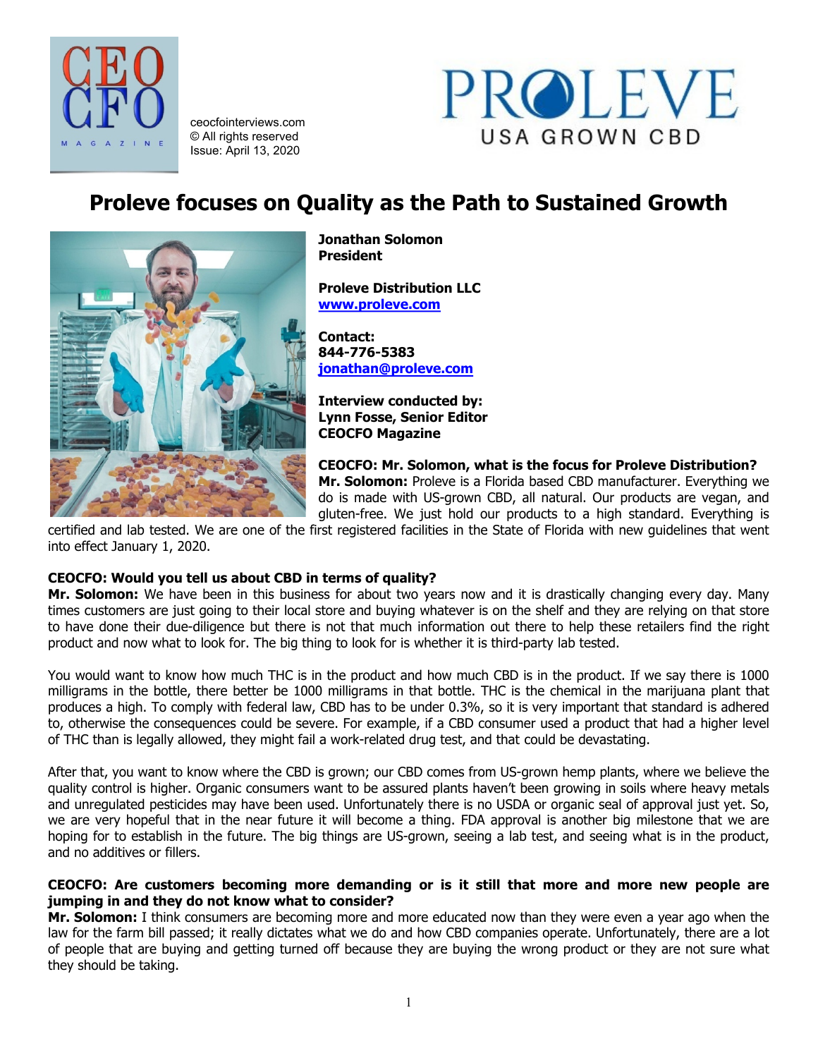ceocfointerviews.com
© All rights reserved
Issue: April 13, 2020

# Proleve focuses on Quality as the Path to Sustained Growth

**Jonathan Solomon**
**President**

**Proleve Distribution LLC**
**www.proleve.com**

**Contact:**
**844-776-5383**
**jonathan@proleve.com**

**Interview conducted by:**
**Lynn Fosse, Senior Editor**
**CEOCFO Magazine**

**CEOCFO: Mr. Solomon, what is the focus for Proleve Distribution?**
**Mr. Solomon:** Proleve is a Florida based CBD manufacturer. Everything we do is made with US-grown CBD, all natural. Our products are vegan, and gluten-free. We just hold our products to a high standard. Everything is certified and lab tested. We are one of the first registered facilities in the State of Florida with new guidelines that went into effect January 1, 2020.

**CEOCFO: Would you tell us about CBD in terms of quality?**
**Mr. Solomon:** We have been in this business for about two years now and it is drastically changing every day. Many times customers are just going to their local store and buying whatever is on the shelf and they are relying on that store to have done their due-diligence but there is not that much information out there to help these retailers find the right product and now what to look for. The big thing to look for is whether it is third-party lab tested.

You would want to know how much THC is in the product and how much CBD is in the product. If we say there is 1000 milligrams in the bottle, there better be 1000 milligrams in that bottle. THC is the chemical in the marijuana plant that produces a high. To comply with federal law, CBD has to be under 0.3%, so it is very important that standard is adhered to, otherwise the consequences could be severe. For example, if a CBD consumer used a product that had a higher level of THC than is legally allowed, they might fail a work-related drug test, and that could be devastating.

After that, you want to know where the CBD is grown; our CBD comes from US-grown hemp plants, where we believe the quality control is higher. Organic consumers want to be assured plants haven't been growing in soils where heavy metals and unregulated pesticides may have been used. Unfortunately there is no USDA or organic seal of approval just yet. So, we are very hopeful that in the near future it will become a thing. FDA approval is another big milestone that we are hoping for to establish in the future. The big things are US-grown, seeing a lab test, and seeing what is in the product, and no additives or fillers.

**CEOCFO: Are customers becoming more demanding or is it still that more and more new people are jumping in and they do not know what to consider?**
**Mr. Solomon:** I think consumers are becoming more and more educated now than they were even a year ago when the law for the farm bill passed; it really dictates what we do and how CBD companies operate. Unfortunately, there are a lot of people that are buying and getting turned off because they are buying the wrong product or they are not sure what they should be taking.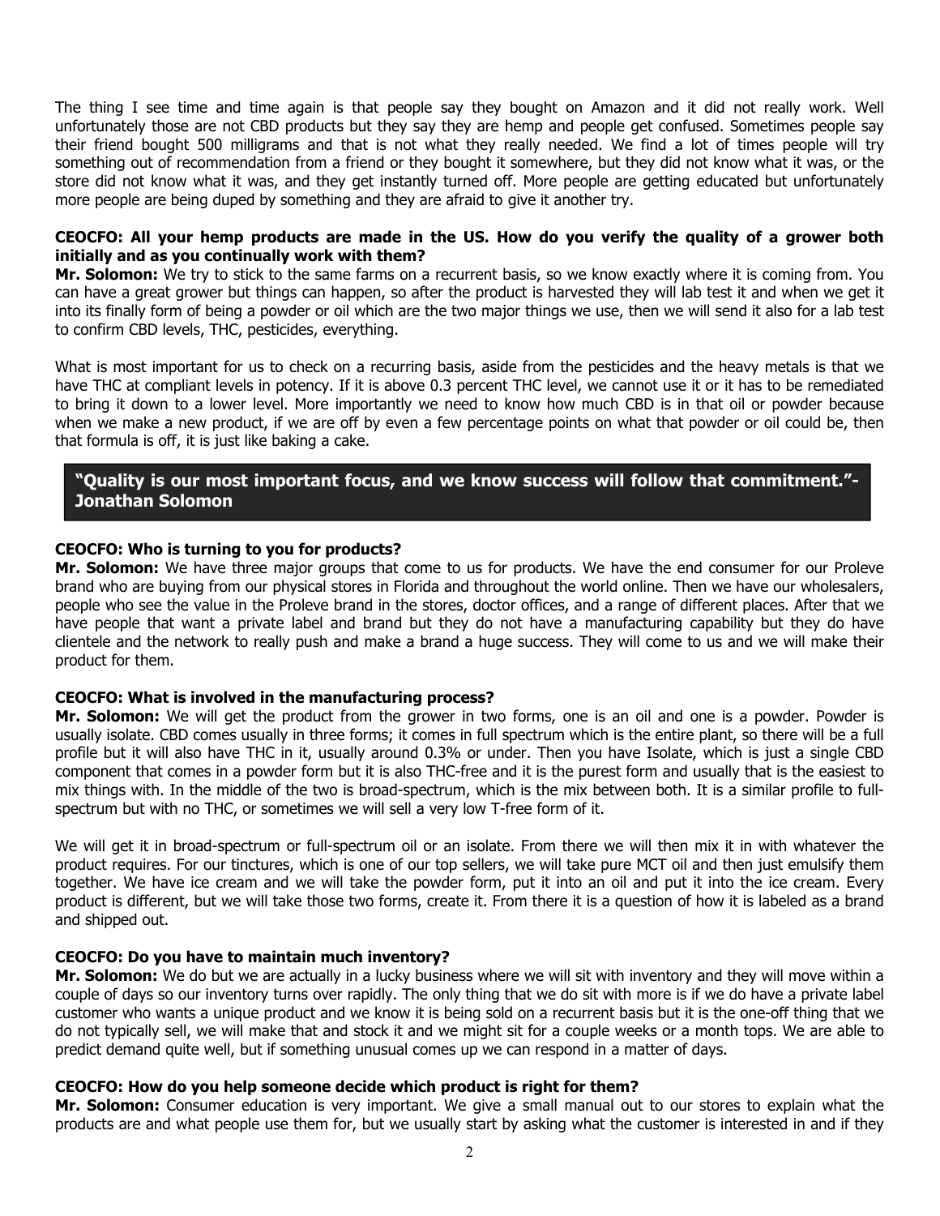The thing I see time and time again is that people say they bought on Amazon and it did not really work. Well unfortunately those are not CBD products but they say they are hemp and people get confused. Sometimes people say their friend bought 500 milligrams and that is not what they really needed. We find a lot of times people will try something out of recommendation from a friend or they bought it somewhere, but they did not know what it was, or the store did not know what it was, and they get instantly turned off. More people are getting educated but unfortunately more people are being duped by something and they are afraid to give it another try.

**CEOCFO: All your hemp products are made in the US. How do you verify the quality of a grower both initially and as you continually work with them?**
**Mr. Solomon:** We try to stick to the same farms on a recurrent basis, so we know exactly where it is coming from. You can have a great grower but things can happen, so after the product is harvested they will lab test it and when we get it into its finally form of being a powder or oil which are the two major things we use, then we will send it also for a lab test to confirm CBD levels, THC, pesticides, everything.

What is most important for us to check on a recurring basis, aside from the pesticides and the heavy metals is that we have THC at compliant levels in potency. If it is above 0.3 percent THC level, we cannot use it or it has to be remediated to bring it down to a lower level. More importantly we need to know how much CBD is in that oil or powder because when we make a new product, if we are off by even a few percentage points on what that powder or oil could be, then that formula is off, it is just like baking a cake.

> **"Quality is our most important focus, and we know success will follow that commitment."- Jonathan Solomon**

**CEOCFO: Who is turning to you for products?**
**Mr. Solomon:** We have three major groups that come to us for products. We have the end consumer for our Proleve brand who are buying from our physical stores in Florida and throughout the world online. Then we have our wholesalers, people who see the value in the Proleve brand in the stores, doctor offices, and a range of different places. After that we have people that want a private label and brand but they do not have a manufacturing capability but they do have clientele and the network to really push and make a brand a huge success. They will come to us and we will make their product for them.

**CEOCFO: What is involved in the manufacturing process?**
**Mr. Solomon:** We will get the product from the grower in two forms, one is an oil and one is a powder. Powder is usually isolate. CBD comes usually in three forms; it comes in full spectrum which is the entire plant, so there will be a full profile but it will also have THC in it, usually around 0.3% or under. Then you have Isolate, which is just a single CBD component that comes in a powder form but it is also THC-free and it is the purest form and usually that is the easiest to mix things with. In the middle of the two is broad-spectrum, which is the mix between both. It is a similar profile to full-spectrum but with no THC, or sometimes we will sell a very low T-free form of it.

We will get it in broad-spectrum or full-spectrum oil or an isolate. From there we will then mix it in with whatever the product requires. For our tinctures, which is one of our top sellers, we will take pure MCT oil and then just emulsify them together. We have ice cream and we will take the powder form, put it into an oil and put it into the ice cream. Every product is different, but we will take those two forms, create it. From there it is a question of how it is labeled as a brand and shipped out.

**CEOCFO: Do you have to maintain much inventory?**
**Mr. Solomon:** We do but we are actually in a lucky business where we will sit with inventory and they will move within a couple of days so our inventory turns over rapidly. The only thing that we do sit with more is if we do have a private label customer who wants a unique product and we know it is being sold on a recurrent basis but it is the one-off thing that we do not typically sell, we will make that and stock it and we might sit for a couple weeks or a month tops. We are able to predict demand quite well, but if something unusual comes up we can respond in a matter of days.

**CEOCFO: How do you help someone decide which product is right for them?**
**Mr. Solomon:** Consumer education is very important. We give a small manual out to our stores to explain what the products are and what people use them for, but we usually start by asking what the customer is interested in and if they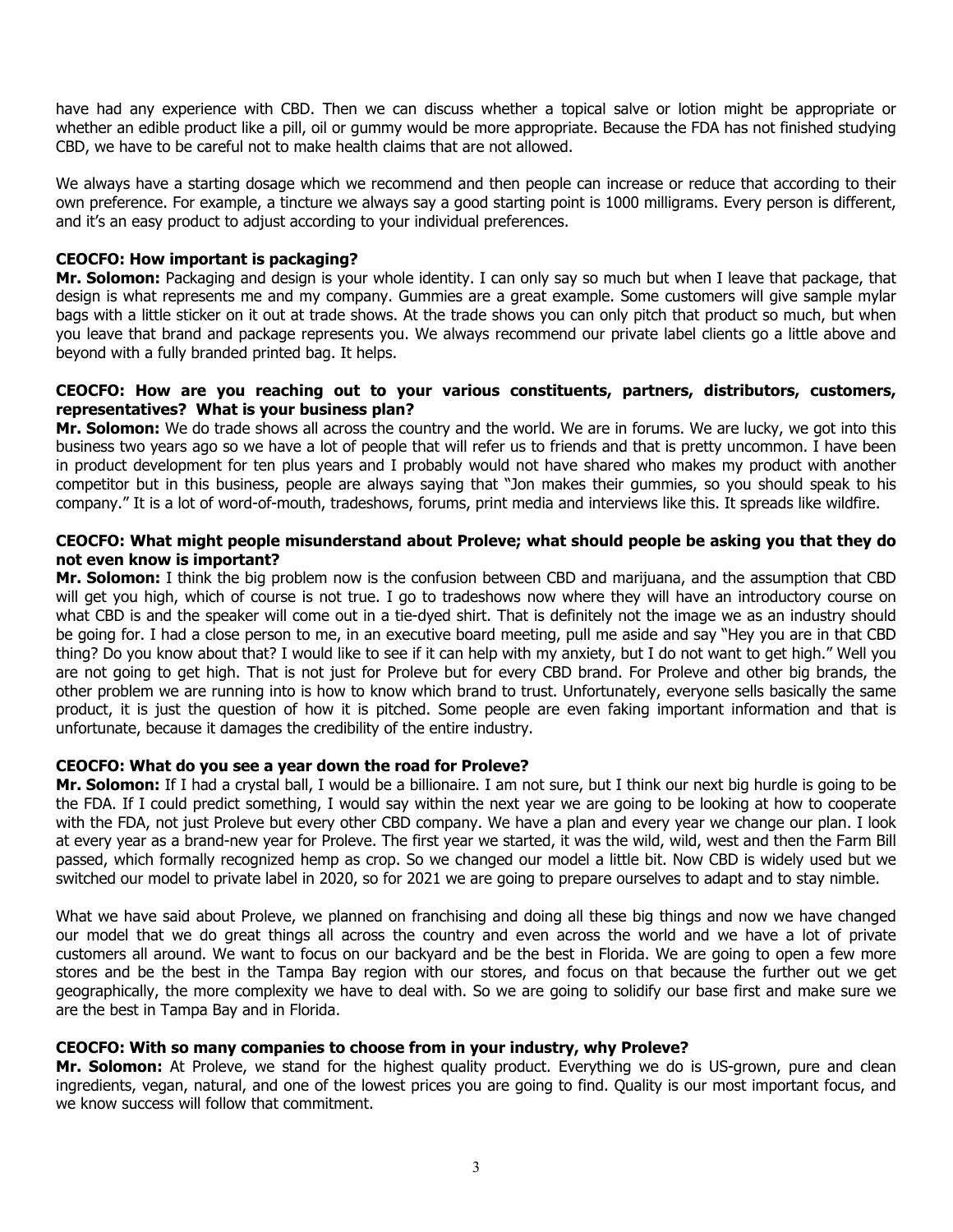have had any experience with CBD. Then we can discuss whether a topical salve or lotion might be appropriate or whether an edible product like a pill, oil or gummy would be more appropriate. Because the FDA has not finished studying CBD, we have to be careful not to make health claims that are not allowed.

We always have a starting dosage which we recommend and then people can increase or reduce that according to their own preference. For example, a tincture we always say a good starting point is 1000 milligrams. Every person is different, and it's an easy product to adjust according to your individual preferences.

**CEOCFO: How important is packaging?**

**Mr. Solomon:** Packaging and design is your whole identity. I can only say so much but when I leave that package, that design is what represents me and my company. Gummies are a great example. Some customers will give sample mylar bags with a little sticker on it out at trade shows. At the trade shows you can only pitch that product so much, but when you leave that brand and package represents you. We always recommend our private label clients go a little above and beyond with a fully branded printed bag. It helps.

**CEOCFO: How are you reaching out to your various constituents, partners, distributors, customers, representatives? What is your business plan?**

**Mr. Solomon:** We do trade shows all across the country and the world. We are in forums. We are lucky, we got into this business two years ago so we have a lot of people that will refer us to friends and that is pretty uncommon. I have been in product development for ten plus years and I probably would not have shared who makes my product with another competitor but in this business, people are always saying that "Jon makes their gummies, so you should speak to his company." It is a lot of word-of-mouth, tradeshows, forums, print media and interviews like this. It spreads like wildfire.

**CEOCFO: What might people misunderstand about Proleve; what should people be asking you that they do not even know is important?**

**Mr. Solomon:** I think the big problem now is the confusion between CBD and marijuana, and the assumption that CBD will get you high, which of course is not true. I go to tradeshows now where they will have an introductory course on what CBD is and the speaker will come out in a tie-dyed shirt. That is definitely not the image we as an industry should be going for. I had a close person to me, in an executive board meeting, pull me aside and say "Hey you are in that CBD thing? Do you know about that? I would like to see if it can help with my anxiety, but I do not want to get high." Well you are not going to get high. That is not just for Proleve but for every CBD brand. For Proleve and other big brands, the other problem we are running into is how to know which brand to trust. Unfortunately, everyone sells basically the same product, it is just the question of how it is pitched. Some people are even faking important information and that is unfortunate, because it damages the credibility of the entire industry.

**CEOCFO: What do you see a year down the road for Proleve?**

**Mr. Solomon:** If I had a crystal ball, I would be a billionaire. I am not sure, but I think our next big hurdle is going to be the FDA. If I could predict something, I would say within the next year we are going to be looking at how to cooperate with the FDA, not just Proleve but every other CBD company. We have a plan and every year we change our plan. I look at every year as a brand-new year for Proleve. The first year we started, it was the wild, wild, west and then the Farm Bill passed, which formally recognized hemp as crop. So we changed our model a little bit. Now CBD is widely used but we switched our model to private label in 2020, so for 2021 we are going to prepare ourselves to adapt and to stay nimble.

What we have said about Proleve, we planned on franchising and doing all these big things and now we have changed our model that we do great things all across the country and even across the world and we have a lot of private customers all around. We want to focus on our backyard and be the best in Florida. We are going to open a few more stores and be the best in the Tampa Bay region with our stores, and focus on that because the further out we get geographically, the more complexity we have to deal with. So we are going to solidify our base first and make sure we are the best in Tampa Bay and in Florida.

**CEOCFO: With so many companies to choose from in your industry, why Proleve?**

**Mr. Solomon:** At Proleve, we stand for the highest quality product. Everything we do is US-grown, pure and clean ingredients, vegan, natural, and one of the lowest prices you are going to find. Quality is our most important focus, and we know success will follow that commitment.